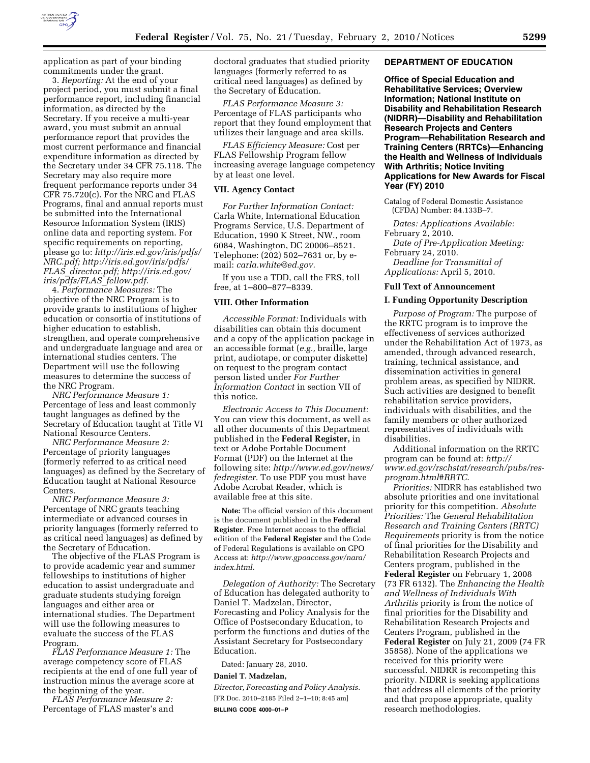application as part of your binding commitments under the grant.

3. *Reporting:* At the end of your project period, you must submit a final performance report, including financial information, as directed by the Secretary. If you receive a multi-year award, you must submit an annual performance report that provides the most current performance and financial expenditure information as directed by the Secretary under 34 CFR 75.118. The Secretary may also require more frequent performance reports under 34 CFR 75.720(c). For the NRC and FLAS Programs, final and annual reports must be submitted into the International Resource Information System (IRIS) online data and reporting system. For specific requirements on reporting, please go to: *http://iris.ed.gov/iris/pdfs/NRC.pdf; http://iris.ed.gov/iris/pdfs/FLAS_director.pdf; http://iris.ed.gov/iris/pdfs/FLAS_fellow.pdf.*

4. *Performance Measures:* The objective of the NRC Program is to provide grants to institutions of higher education or consortia of institutions of higher education to establish, strengthen, and operate comprehensive and undergraduate language and area or international studies centers. The Department will use the following measures to determine the success of the NRC Program.

*NRC Performance Measure 1:* Percentage of less and least commonly taught languages as defined by the Secretary of Education taught at Title VI National Resource Centers.

*NRC Performance Measure 2:* Percentage of priority languages (formerly referred to as critical need languages) as defined by the Secretary of Education taught at National Resource Centers.

*NRC Performance Measure 3:* Percentage of NRC grants teaching intermediate or advanced courses in priority languages (formerly referred to as critical need languages) as defined by the Secretary of Education.

The objective of the FLAS Program is to provide academic year and summer fellowships to institutions of higher education to assist undergraduate and graduate students studying foreign languages and either area or international studies. The Department will use the following measures to evaluate the success of the FLAS Program.

*FLAS Performance Measure 1:* The average competency score of FLAS recipients at the end of one full year of instruction minus the average score at the beginning of the year.

*FLAS Performance Measure 2:* Percentage of FLAS master's and doctoral graduates that studied priority languages (formerly referred to as critical need languages) as defined by the Secretary of Education.

*FLAS Performance Measure 3:* Percentage of FLAS participants who report that they found employment that utilizes their language and area skills.

*FLAS Efficiency Measure:* Cost per FLAS Fellowship Program fellow increasing average language competency by at least one level.

## VII. Agency Contact

*For Further Information Contact:* Carla White, International Education Programs Service, U.S. Department of Education, 1990 K Street, NW., room 6084, Washington, DC 20006–8521. Telephone: (202) 502–7631 or, by e-mail: *carla.white@ed.gov.*

If you use a TDD, call the FRS, toll free, at 1–800–877–8339.

## VIII. Other Information

*Accessible Format:* Individuals with disabilities can obtain this document and a copy of the application package in an accessible format (*e.g.,* braille, large print, audiotape, or computer diskette) on request to the program contact person listed under *For Further Information Contact* in section VII of this notice.

*Electronic Access to This Document:* You can view this document, as well as all other documents of this Department published in the **Federal Register,** in text or Adobe Portable Document Format (PDF) on the Internet at the following site: *http://www.ed.gov/news/fedregister.* To use PDF you must have Adobe Acrobat Reader, which is available free at this site.

**Note:** The official version of this document is the document published in the **Federal Register**. Free Internet access to the official edition of the **Federal Register** and the Code of Federal Regulations is available on GPO Access at: *http://www.gpoaccess.gov/nara/index.html.*

*Delegation of Authority:* The Secretary of Education has delegated authority to Daniel T. Madzelan, Director, Forecasting and Policy Analysis for the Office of Postsecondary Education, to perform the functions and duties of the Assistant Secretary for Postsecondary Education.

Dated: January 28, 2010.

**Daniel T. Madzelan,**

*Director, Forecasting and Policy Analysis.*

[FR Doc. 2010–2185 Filed 2–1–10; 8:45 am]

**BILLING CODE 4000–01–P**

## DEPARTMENT OF EDUCATION

### Office of Special Education and Rehabilitative Services; Overview Information; National Institute on Disability and Rehabilitation Research (NIDRR)—Disability and Rehabilitation Research Projects and Centers Program—Rehabilitation Research and Training Centers (RRTCs)—Enhancing the Health and Wellness of Individuals With Arthritis; Notice Inviting Applications for New Awards for Fiscal Year (FY) 2010

Catalog of Federal Domestic Assistance (CFDA) Number: 84.133B–7.

*Dates: Applications Available:* February 2, 2010.

*Date of Pre-Application Meeting:* February 24, 2010.

*Deadline for Transmittal of Applications:* April 5, 2010.

## Full Text of Announcement

## I. Funding Opportunity Description

*Purpose of Program:* The purpose of the RRTC program is to improve the effectiveness of services authorized under the Rehabilitation Act of 1973, as amended, through advanced research, training, technical assistance, and dissemination activities in general problem areas, as specified by NIDRR. Such activities are designed to benefit rehabilitation service providers, individuals with disabilities, and the family members or other authorized representatives of individuals with disabilities.

Additional information on the RRTC program can be found at: *http://www.ed.gov/rschstat/research/pubs/res-program.html#RRTC.*

*Priorities:* NIDRR has established two absolute priorities and one invitational priority for this competition. *Absolute Priorities:* The *General Rehabilitation Research and Training Centers (RRTC) Requirements* priority is from the notice of final priorities for the Disability and Rehabilitation Research Projects and Centers program, published in the **Federal Register** on February 1, 2008 (73 FR 6132). The *Enhancing the Health and Wellness of Individuals With Arthritis* priority is from the notice of final priorities for the Disability and Rehabilitation Research Projects and Centers Program, published in the **Federal Register** on July 21, 2009 (74 FR 35858). None of the applications we received for this priority were successful. NIDRR is recompeting this priority. NIDRR is seeking applications that address all elements of the priority and that propose appropriate, quality research methodologies.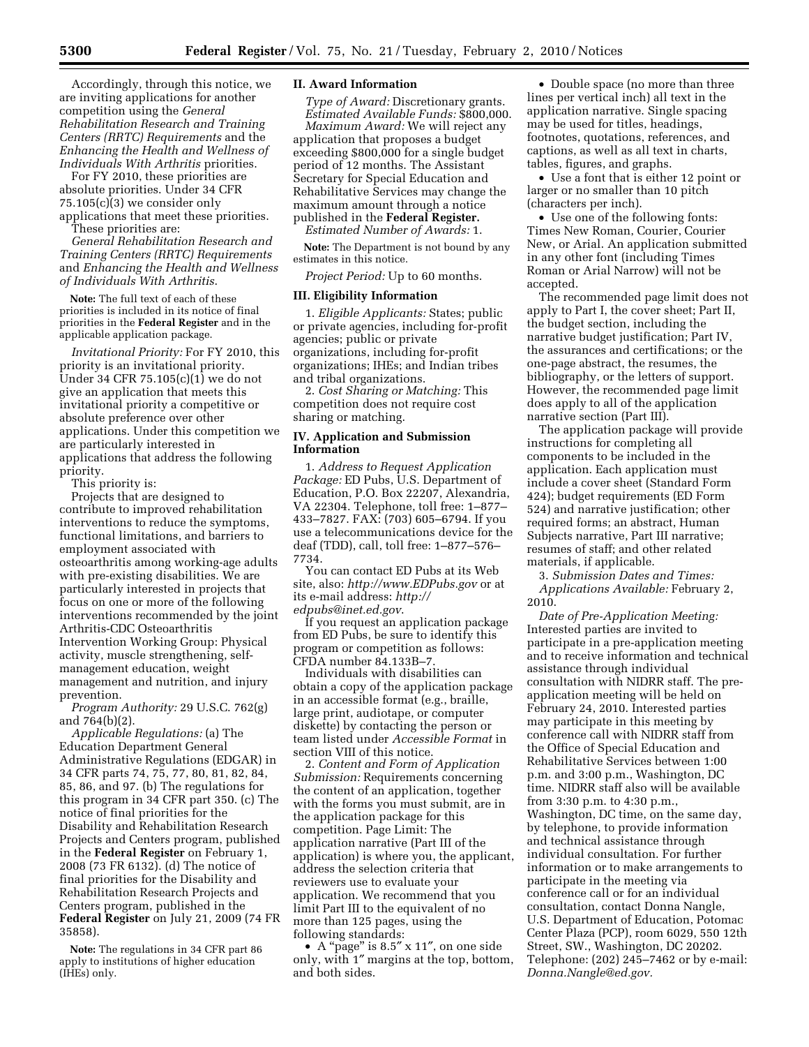Accordingly, through this notice, we are inviting applications for another competition using the *General Rehabilitation Research and Training Centers (RRTC) Requirements* and the *Enhancing the Health and Wellness of Individuals With Arthritis* priorities.

For FY 2010, these priorities are absolute priorities. Under 34 CFR 75.105(c)(3) we consider only applications that meet these priorities.

These priorities are:

*General Rehabilitation Research and Training Centers (RRTC) Requirements* and *Enhancing the Health and Wellness of Individuals With Arthritis*.

**Note:** The full text of each of these priorities is included in its notice of final priorities in the **Federal Register** and in the applicable application package.

*Invitational Priority:* For FY 2010, this priority is an invitational priority. Under 34 CFR 75.105(c)(1) we do not give an application that meets this invitational priority a competitive or absolute preference over other applications. Under this competition we are particularly interested in applications that address the following priority.

This priority is:

Projects that are designed to contribute to improved rehabilitation interventions to reduce the symptoms, functional limitations, and barriers to employment associated with osteoarthritis among working-age adults with pre-existing disabilities. We are particularly interested in projects that focus on one or more of the following interventions recommended by the joint Arthritis-CDC Osteoarthritis Intervention Working Group: Physical activity, muscle strengthening, self-management education, weight management and nutrition, and injury prevention.

*Program Authority:* 29 U.S.C. 762(g) and 764(b)(2).

*Applicable Regulations:* (a) The Education Department General Administrative Regulations (EDGAR) in 34 CFR parts 74, 75, 77, 80, 81, 82, 84, 85, 86, and 97. (b) The regulations for this program in 34 CFR part 350. (c) The notice of final priorities for the Disability and Rehabilitation Research Projects and Centers program, published in the **Federal Register** on February 1, 2008 (73 FR 6132). (d) The notice of final priorities for the Disability and Rehabilitation Research Projects and Centers program, published in the **Federal Register** on July 21, 2009 (74 FR 35858).

**Note:** The regulations in 34 CFR part 86 apply to institutions of higher education (IHEs) only.

## II. Award Information

*Type of Award:* Discretionary grants.

*Estimated Available Funds:* $800,000.

*Maximum Award:* We will reject any application that proposes a budget exceeding $800,000 for a single budget period of 12 months. The Assistant Secretary for Special Education and Rehabilitative Services may change the maximum amount through a notice published in the **Federal Register.**

*Estimated Number of Awards:* 1.

**Note:** The Department is not bound by any estimates in this notice.

*Project Period:* Up to 60 months.

## III. Eligibility Information

1. *Eligible Applicants:* States; public or private agencies, including for-profit agencies; public or private organizations, including for-profit organizations; IHEs; and Indian tribes and tribal organizations.

2. *Cost Sharing or Matching:* This competition does not require cost sharing or matching.

## IV. Application and Submission Information

1. *Address to Request Application Package:* ED Pubs, U.S. Department of Education, P.O. Box 22207, Alexandria, VA 22304. Telephone, toll free: 1–877–433–7827. FAX: (703) 605–6794. If you use a telecommunications device for the deaf (TDD), call, toll free: 1–877–576–7734.

You can contact ED Pubs at its Web site, also: *http://www.EDPubs.gov* or at its e-mail address: *http://edpubs@inet.ed.gov*.

If you request an application package from ED Pubs, be sure to identify this program or competition as follows: CFDA number 84.133B–7.

Individuals with disabilities can obtain a copy of the application package in an accessible format (e.g., braille, large print, audiotape, or computer diskette) by contacting the person or team listed under *Accessible Format* in section VIII of this notice.

2. *Content and Form of Application Submission:* Requirements concerning the content of an application, together with the forms you must submit, are in the application package for this competition. Page Limit: The application narrative (Part III of the application) is where you, the applicant, address the selection criteria that reviewers use to evaluate your application. We recommend that you limit Part III to the equivalent of no more than 125 pages, using the following standards:

- A "page" is 8.5″ x 11″, on one side only, with 1″ margins at the top, bottom, and both sides.
- Double space (no more than three lines per vertical inch) all text in the application narrative. Single spacing may be used for titles, headings, footnotes, quotations, references, and captions, as well as all text in charts, tables, figures, and graphs.
- Use a font that is either 12 point or larger or no smaller than 10 pitch (characters per inch).
- Use one of the following fonts: Times New Roman, Courier, Courier New, or Arial. An application submitted in any other font (including Times Roman or Arial Narrow) will not be accepted.

The recommended page limit does not apply to Part I, the cover sheet; Part II, the budget section, including the narrative budget justification; Part IV, the assurances and certifications; or the one-page abstract, the resumes, the bibliography, or the letters of support. However, the recommended page limit does apply to all of the application narrative section (Part III).

The application package will provide instructions for completing all components to be included in the application. Each application must include a cover sheet (Standard Form 424); budget requirements (ED Form 524) and narrative justification; other required forms; an abstract, Human Subjects narrative, Part III narrative; resumes of staff; and other related materials, if applicable.

3. *Submission Dates and Times:*

*Applications Available:* February 2, 2010.

*Date of Pre-Application Meeting:* Interested parties are invited to participate in a pre-application meeting and to receive information and technical assistance through individual consultation with NIDRR staff. The pre-application meeting will be held on February 24, 2010. Interested parties may participate in this meeting by conference call with NIDRR staff from the Office of Special Education and Rehabilitative Services between 1:00 p.m. and 3:00 p.m., Washington, DC time. NIDRR staff also will be available from 3:30 p.m. to 4:30 p.m., Washington, DC time, on the same day, by telephone, to provide information and technical assistance through individual consultation. For further information or to make arrangements to participate in the meeting via conference call or for an individual consultation, contact Donna Nangle, U.S. Department of Education, Potomac Center Plaza (PCP), room 6029, 550 12th Street, SW., Washington, DC 20202. Telephone: (202) 245–7462 or by e-mail: *Donna.Nangle@ed.gov*.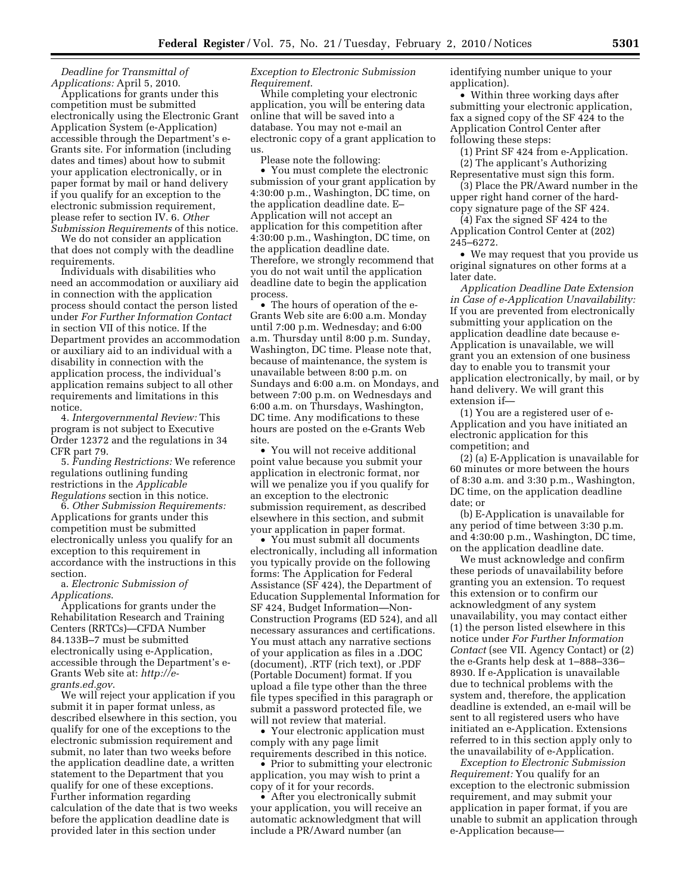*Deadline for Transmittal of Applications:* April 5, 2010.

Applications for grants under this competition must be submitted electronically using the Electronic Grant Application System (e-Application) accessible through the Department's e-Grants site. For information (including dates and times) about how to submit your application electronically, or in paper format by mail or hand delivery if you qualify for an exception to the electronic submission requirement, please refer to section IV. 6. *Other Submission Requirements* of this notice.

We do not consider an application that does not comply with the deadline requirements.

Individuals with disabilities who need an accommodation or auxiliary aid in connection with the application process should contact the person listed under *For Further Information Contact* in section VII of this notice. If the Department provides an accommodation or auxiliary aid to an individual with a disability in connection with the application process, the individual's application remains subject to all other requirements and limitations in this notice.

4. *Intergovernmental Review:* This program is not subject to Executive Order 12372 and the regulations in 34 CFR part 79.

5. *Funding Restrictions:* We reference regulations outlining funding restrictions in the *Applicable Regulations* section in this notice.

6. *Other Submission Requirements:* Applications for grants under this competition must be submitted electronically unless you qualify for an exception to this requirement in accordance with the instructions in this section.

a. *Electronic Submission of Applications*.

Applications for grants under the Rehabilitation Research and Training Centers (RRTCs)—CFDA Number 84.133B–7 must be submitted electronically using e-Application, accessible through the Department's e-Grants Web site at: *http://e-grants.ed.gov*.

We will reject your application if you submit it in paper format unless, as described elsewhere in this section, you qualify for one of the exceptions to the electronic submission requirement and submit, no later than two weeks before the application deadline date, a written statement to the Department that you qualify for one of these exceptions. Further information regarding calculation of the date that is two weeks before the application deadline date is provided later in this section under *Exception to Electronic Submission Requirement*.

While completing your electronic application, you will be entering data online that will be saved into a database. You may not e-mail an electronic copy of a grant application to us.

Please note the following:

- You must complete the electronic submission of your grant application by 4:30:00 p.m., Washington, DC time, on the application deadline date. E–Application will not accept an application for this competition after 4:30:00 p.m., Washington, DC time, on the application deadline date. Therefore, we strongly recommend that you do not wait until the application deadline date to begin the application process.
- The hours of operation of the e-Grants Web site are 6:00 a.m. Monday until 7:00 p.m. Wednesday; and 6:00 a.m. Thursday until 8:00 p.m. Sunday, Washington, DC time. Please note that, because of maintenance, the system is unavailable between 8:00 p.m. on Sundays and 6:00 a.m. on Mondays, and between 7:00 p.m. on Wednesdays and 6:00 a.m. on Thursdays, Washington, DC time. Any modifications to these hours are posted on the e-Grants Web site.
- You will not receive additional point value because you submit your application in electronic format, nor will we penalize you if you qualify for an exception to the electronic submission requirement, as described elsewhere in this section, and submit your application in paper format.
- You must submit all documents electronically, including all information you typically provide on the following forms: The Application for Federal Assistance (SF 424), the Department of Education Supplemental Information for SF 424, Budget Information—Non-Construction Programs (ED 524), and all necessary assurances and certifications. You must attach any narrative sections of your application as files in a .DOC (document), .RTF (rich text), or .PDF (Portable Document) format. If you upload a file type other than the three file types specified in this paragraph or submit a password protected file, we will not review that material.
- Your electronic application must comply with any page limit requirements described in this notice.
- Prior to submitting your electronic application, you may wish to print a copy of it for your records.
- After you electronically submit your application, you will receive an automatic acknowledgment that will include a PR/Award number (an identifying number unique to your application).
- Within three working days after submitting your electronic application, fax a signed copy of the SF 424 to the Application Control Center after following these steps:

(1) Print SF 424 from e-Application.

(2) The applicant's Authorizing Representative must sign this form.

(3) Place the PR/Award number in the upper right hand corner of the hard-copy signature page of the SF 424.

(4) Fax the signed SF 424 to the Application Control Center at (202) 245–6272.

- We may request that you provide us original signatures on other forms at a later date.

*Application Deadline Date Extension in Case of e-Application Unavailability:* If you are prevented from electronically submitting your application on the application deadline date because e-Application is unavailable, we will grant you an extension of one business day to enable you to transmit your application electronically, by mail, or by hand delivery. We will grant this extension if—

(1) You are a registered user of e-Application and you have initiated an electronic application for this competition; and

(2) (a) E-Application is unavailable for 60 minutes or more between the hours of 8:30 a.m. and 3:30 p.m., Washington, DC time, on the application deadline date; or

(b) E-Application is unavailable for any period of time between 3:30 p.m. and 4:30:00 p.m., Washington, DC time, on the application deadline date.

We must acknowledge and confirm these periods of unavailability before granting you an extension. To request this extension or to confirm our acknowledgment of any system unavailability, you may contact either (1) the person listed elsewhere in this notice under *For Further Information Contact* (see VII. Agency Contact) or (2) the e-Grants help desk at 1–888–336–8930. If e-Application is unavailable due to technical problems with the system and, therefore, the application deadline is extended, an e-mail will be sent to all registered users who have initiated an e-Application. Extensions referred to in this section apply only to the unavailability of e-Application.

*Exception to Electronic Submission Requirement:* You qualify for an exception to the electronic submission requirement, and may submit your application in paper format, if you are unable to submit an application through e-Application because—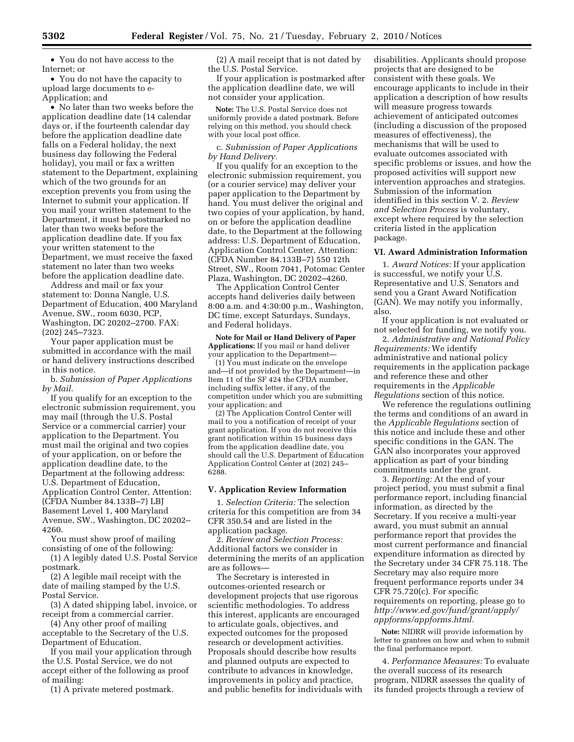• You do not have access to the Internet; or

• You do not have the capacity to upload large documents to e-Application; and

• No later than two weeks before the application deadline date (14 calendar days or, if the fourteenth calendar day before the application deadline date falls on a Federal holiday, the next business day following the Federal holiday), you mail or fax a written statement to the Department, explaining which of the two grounds for an exception prevents you from using the Internet to submit your application. If you mail your written statement to the Department, it must be postmarked no later than two weeks before the application deadline date. If you fax your written statement to the Department, we must receive the faxed statement no later than two weeks before the application deadline date.

Address and mail or fax your statement to: Donna Nangle, U.S. Department of Education, 400 Maryland Avenue, SW., room 6030, PCP, Washington, DC 20202–2700. FAX: (202) 245–7323.

Your paper application must be submitted in accordance with the mail or hand delivery instructions described in this notice.

b. *Submission of Paper Applications by Mail*.

If you qualify for an exception to the electronic submission requirement, you may mail (through the U.S. Postal Service or a commercial carrier) your application to the Department. You must mail the original and two copies of your application, on or before the application deadline date, to the Department at the following address: U.S. Department of Education, Application Control Center, Attention: (CFDA Number 84.133B–7) LBJ Basement Level 1, 400 Maryland Avenue, SW., Washington, DC 20202–4260.

You must show proof of mailing consisting of one of the following:

(1) A legibly dated U.S. Postal Service postmark.

(2) A legible mail receipt with the date of mailing stamped by the U.S. Postal Service.

(3) A dated shipping label, invoice, or receipt from a commercial carrier.

(4) Any other proof of mailing acceptable to the Secretary of the U.S. Department of Education.

If you mail your application through the U.S. Postal Service, we do not accept either of the following as proof of mailing:

(1) A private metered postmark.

(2) A mail receipt that is not dated by the U.S. Postal Service.

If your application is postmarked after the application deadline date, we will not consider your application.

**Note:** The U.S. Postal Service does not uniformly provide a dated postmark. Before relying on this method, you should check with your local post office.

c. *Submission of Paper Applications by Hand Delivery*.

If you qualify for an exception to the electronic submission requirement, you (or a courier service) may deliver your paper application to the Department by hand. You must deliver the original and two copies of your application, by hand, on or before the application deadline date, to the Department at the following address: U.S. Department of Education, Application Control Center, Attention: (CFDA Number 84.133B–7) 550 12th Street, SW., Room 7041, Potomac Center Plaza, Washington, DC 20202–4260.

The Application Control Center accepts hand deliveries daily between 8:00 a.m. and 4:30:00 p.m., Washington, DC time, except Saturdays, Sundays, and Federal holidays.

**Note for Mail or Hand Delivery of Paper Applications:** If you mail or hand deliver your application to the Department—

(1) You must indicate on the envelope and—if not provided by the Department—in Item 11 of the SF 424 the CFDA number, including suffix letter, if any, of the competition under which you are submitting your application; and

(2) The Application Control Center will mail to you a notification of receipt of your grant application. If you do not receive this grant notification within 15 business days from the application deadline date, you should call the U.S. Department of Education Application Control Center at (202) 245–6288.

## V. Application Review Information

1. *Selection Criteria:* The selection criteria for this competition are from 34 CFR 350.54 and are listed in the application package.

2. *Review and Selection Process:* Additional factors we consider in determining the merits of an application are as follows—

The Secretary is interested in outcomes-oriented research or development projects that use rigorous scientific methodologies. To address this interest, applicants are encouraged to articulate goals, objectives, and expected outcomes for the proposed research or development activities. Proposals should describe how results and planned outputs are expected to contribute to advances in knowledge, improvements in policy and practice, and public benefits for individuals with disabilities. Applicants should propose projects that are designed to be consistent with these goals. We encourage applicants to include in their application a description of how results will measure progress towards achievement of anticipated outcomes (including a discussion of the proposed measures of effectiveness), the mechanisms that will be used to evaluate outcomes associated with specific problems or issues, and how the proposed activities will support new intervention approaches and strategies. Submission of the information identified in this section V. 2. *Review and Selection Process* is voluntary, except where required by the selection criteria listed in the application package.

## VI. Award Administration Information

1. *Award Notices:* If your application is successful, we notify your U.S. Representative and U.S. Senators and send you a Grant Award Notification (GAN). We may notify you informally, also.

If your application is not evaluated or not selected for funding, we notify you.

2. *Administrative and National Policy Requirements:* We identify administrative and national policy requirements in the application package and reference these and other requirements in the *Applicable Regulations* section of this notice.

We reference the regulations outlining the terms and conditions of an award in the *Applicable Regulations* section of this notice and include these and other specific conditions in the GAN. The GAN also incorporates your approved application as part of your binding commitments under the grant.

3. *Reporting:* At the end of your project period, you must submit a final performance report, including financial information, as directed by the Secretary. If you receive a multi-year award, you must submit an annual performance report that provides the most current performance and financial expenditure information as directed by the Secretary under 34 CFR 75.118. The Secretary may also require more frequent performance reports under 34 CFR 75.720(c). For specific requirements on reporting, please go to *http://www.ed.gov/fund/grant/apply/appforms/appforms.html*.

**Note:** NIDRR will provide information by letter to grantees on how and when to submit the final performance report.

4. *Performance Measures:* To evaluate the overall success of its research program, NIDRR assesses the quality of its funded projects through a review of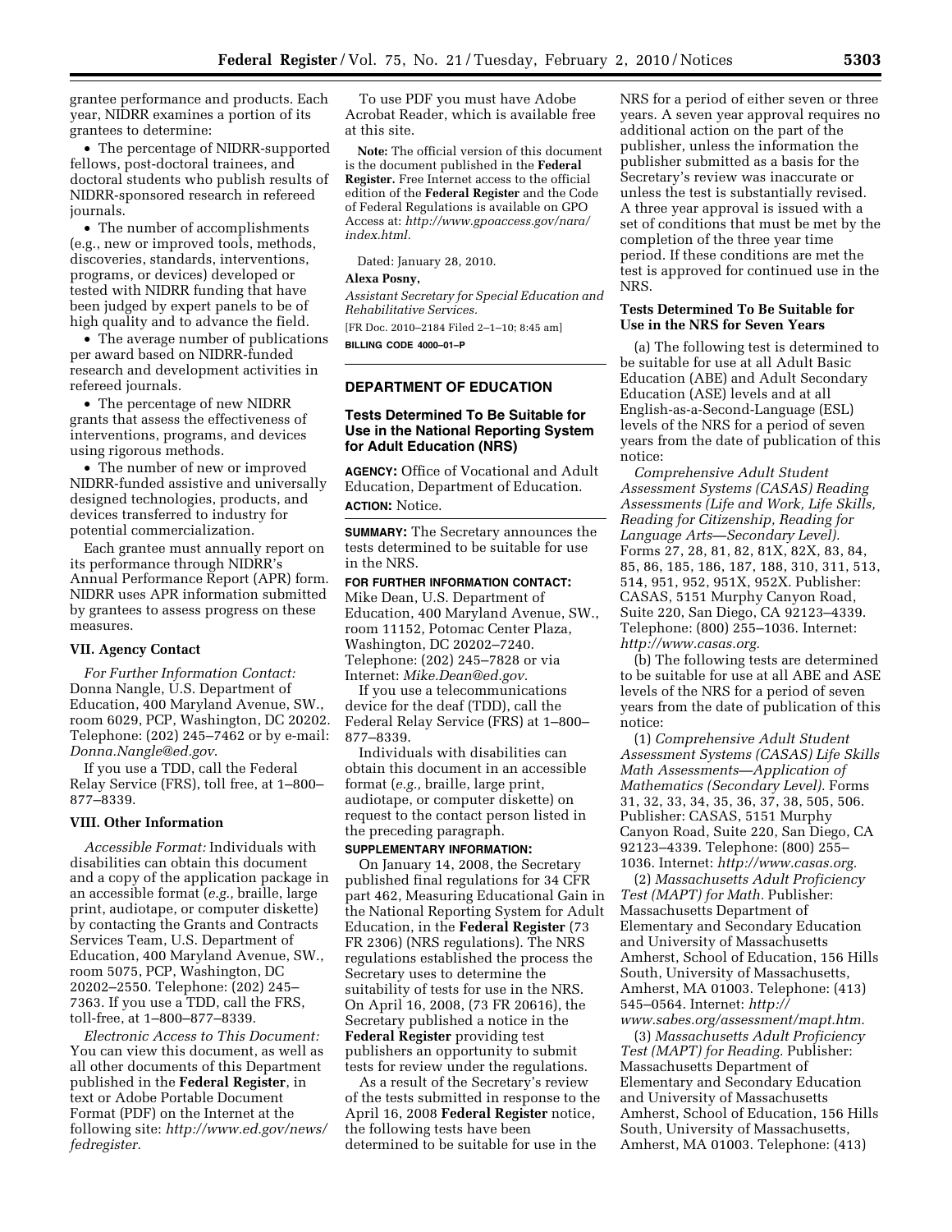grantee performance and products. Each year, NIDRR examines a portion of its grantees to determine:

- The percentage of NIDRR-supported fellows, post-doctoral trainees, and doctoral students who publish results of NIDRR-sponsored research in refereed journals.
- The number of accomplishments (e.g., new or improved tools, methods, discoveries, standards, interventions, programs, or devices) developed or tested with NIDRR funding that have been judged by expert panels to be of high quality and to advance the field.
- The average number of publications per award based on NIDRR-funded research and development activities in refereed journals.
- The percentage of new NIDRR grants that assess the effectiveness of interventions, programs, and devices using rigorous methods.
- The number of new or improved NIDRR-funded assistive and universally designed technologies, products, and devices transferred to industry for potential commercialization.

Each grantee must annually report on its performance through NIDRR's Annual Performance Report (APR) form. NIDRR uses APR information submitted by grantees to assess progress on these measures.

### VII. Agency Contact

*For Further Information Contact:* Donna Nangle, U.S. Department of Education, 400 Maryland Avenue, SW., room 6029, PCP, Washington, DC 20202. Telephone: (202) 245–7462 or by e-mail: *Donna.Nangle@ed.gov*.

If you use a TDD, call the Federal Relay Service (FRS), toll free, at 1–800–877–8339.

### VIII. Other Information

*Accessible Format:* Individuals with disabilities can obtain this document and a copy of the application package in an accessible format (*e.g.,* braille, large print, audiotape, or computer diskette) by contacting the Grants and Contracts Services Team, U.S. Department of Education, 400 Maryland Avenue, SW., room 5075, PCP, Washington, DC 20202–2550. Telephone: (202) 245–7363. If you use a TDD, call the FRS, toll-free, at 1–800–877–8339.

*Electronic Access to This Document:* You can view this document, as well as all other documents of this Department published in the **Federal Register**, in text or Adobe Portable Document Format (PDF) on the Internet at the following site: *http://www.ed.gov/news/fedregister.*

To use PDF you must have Adobe Acrobat Reader, which is available free at this site.

**Note:** The official version of this document is the document published in the **Federal Register.** Free Internet access to the official edition of the **Federal Register** and the Code of Federal Regulations is available on GPO Access at: *http://www.gpoaccess.gov/nara/index.html.*

Dated: January 28, 2010.

**Alexa Posny,**

*Assistant Secretary for Special Education and Rehabilitative Services.*

[FR Doc. 2010–2184 Filed 2–1–10; 8:45 am]

**BILLING CODE 4000–01–P**

## DEPARTMENT OF EDUCATION

### Tests Determined To Be Suitable for Use in the National Reporting System for Adult Education (NRS)

**AGENCY:** Office of Vocational and Adult Education, Department of Education.

**ACTION:** Notice.

**SUMMARY:** The Secretary announces the tests determined to be suitable for use in the NRS.

**FOR FURTHER INFORMATION CONTACT:** Mike Dean, U.S. Department of Education, 400 Maryland Avenue, SW., room 11152, Potomac Center Plaza, Washington, DC 20202–7240. Telephone: (202) 245–7828 or via Internet: *Mike.Dean@ed.gov*.

If you use a telecommunications device for the deaf (TDD), call the Federal Relay Service (FRS) at 1–800–877–8339.

Individuals with disabilities can obtain this document in an accessible format (*e.g.,* braille, large print, audiotape, or computer diskette) on request to the contact person listed in the preceding paragraph.

**SUPPLEMENTARY INFORMATION:**

On January 14, 2008, the Secretary published final regulations for 34 CFR part 462, Measuring Educational Gain in the National Reporting System for Adult Education, in the **Federal Register** (73 FR 2306) (NRS regulations). The NRS regulations established the process the Secretary uses to determine the suitability of tests for use in the NRS. On April 16, 2008, (73 FR 20616), the Secretary published a notice in the **Federal Register** providing test publishers an opportunity to submit tests for review under the regulations.

As a result of the Secretary's review of the tests submitted in response to the April 16, 2008 **Federal Register** notice, the following tests have been determined to be suitable for use in the NRS for a period of either seven or three years. A seven year approval requires no additional action on the part of the publisher, unless the information the publisher submitted as a basis for the Secretary's review was inaccurate or unless the test is substantially revised. A three year approval is issued with a set of conditions that must be met by the completion of the three year time period. If these conditions are met the test is approved for continued use in the NRS.

### Tests Determined To Be Suitable for Use in the NRS for Seven Years

(a) The following test is determined to be suitable for use at all Adult Basic Education (ABE) and Adult Secondary Education (ASE) levels and at all English-as-a-Second-Language (ESL) levels of the NRS for a period of seven years from the date of publication of this notice:

*Comprehensive Adult Student Assessment Systems (CASAS) Reading Assessments (Life and Work, Life Skills, Reading for Citizenship, Reading for Language Arts—Secondary Level).* Forms 27, 28, 81, 82, 81X, 82X, 83, 84, 85, 86, 185, 186, 187, 188, 310, 311, 513, 514, 951, 952, 951X, 952X. Publisher: CASAS, 5151 Murphy Canyon Road, Suite 220, San Diego, CA 92123–4339. Telephone: (800) 255–1036. Internet: *http://www.casas.org.*

(b) The following tests are determined to be suitable for use at all ABE and ASE levels of the NRS for a period of seven years from the date of publication of this notice:

(1) *Comprehensive Adult Student Assessment Systems (CASAS) Life Skills Math Assessments—Application of Mathematics (Secondary Level).* Forms 31, 32, 33, 34, 35, 36, 37, 38, 505, 506. Publisher: CASAS, 5151 Murphy Canyon Road, Suite 220, San Diego, CA 92123–4339. Telephone: (800) 255–1036. Internet: *http://www.casas.org.*

(2) *Massachusetts Adult Proficiency Test (MAPT) for Math.* Publisher: Massachusetts Department of Elementary and Secondary Education and University of Massachusetts Amherst, School of Education, 156 Hills South, University of Massachusetts, Amherst, MA 01003. Telephone: (413) 545–0564. Internet: *http://www.sabes.org/assessment/mapt.htm.*

(3) *Massachusetts Adult Proficiency Test (MAPT) for Reading.* Publisher: Massachusetts Department of Elementary and Secondary Education and University of Massachusetts Amherst, School of Education, 156 Hills South, University of Massachusetts, Amherst, MA 01003. Telephone: (413)